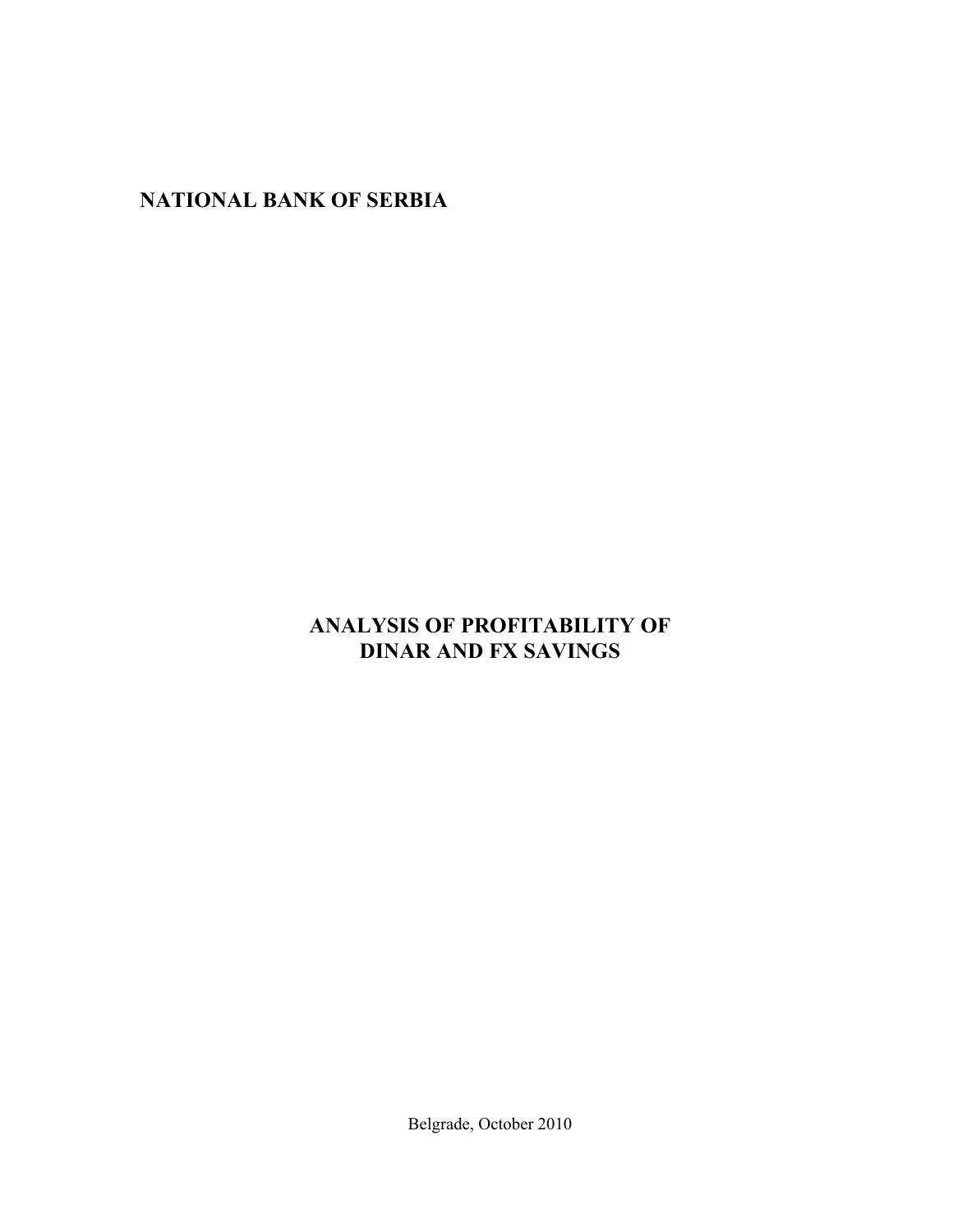**NATIONAL BANK OF SERBIA**

# ANALYSIS OF PROFITABILITY OF DINAR AND FX SAVINGS

Belgrade, October 2010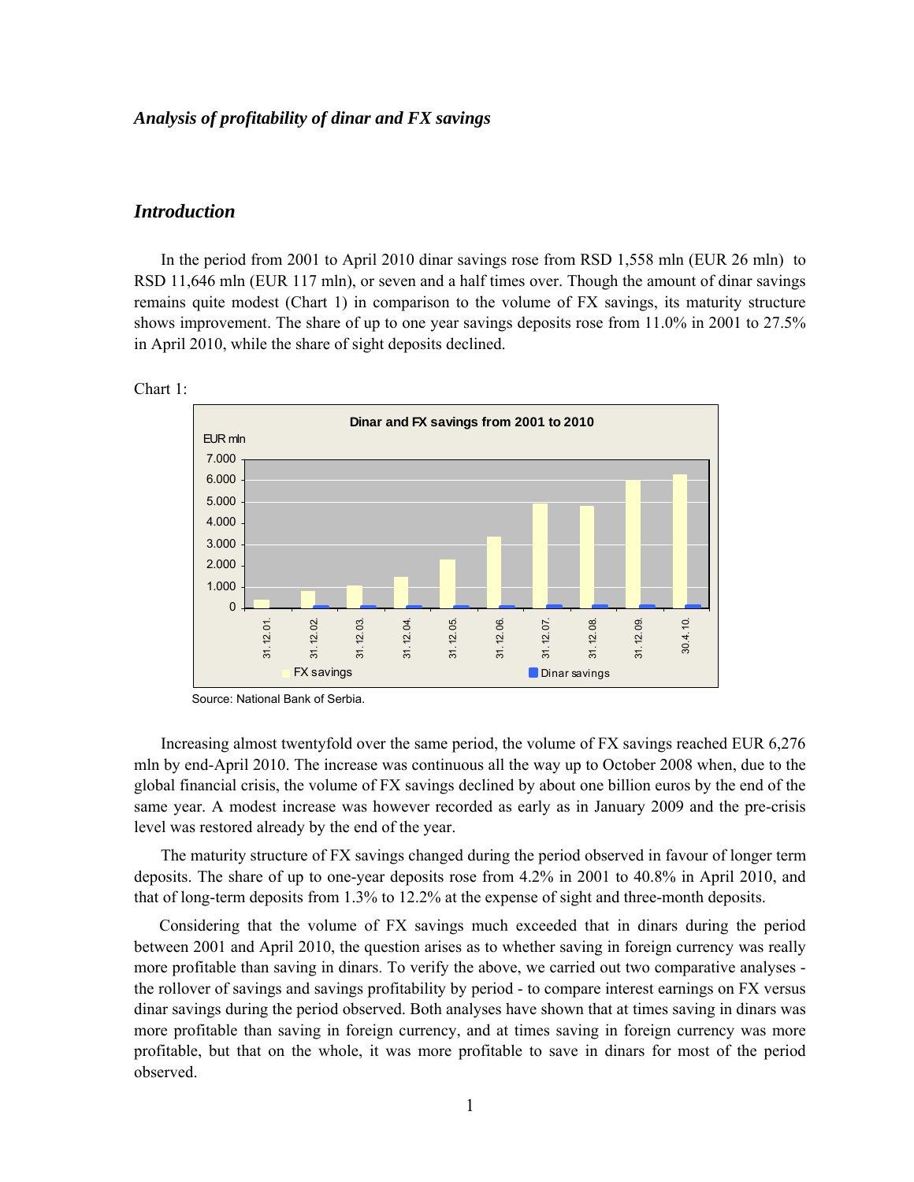*Analysis of profitability of dinar and FX savings*

## *Introduction*

In the period from 2001 to April 2010 dinar savings rose from RSD 1,558 mln (EUR 26 mln) to RSD 11,646 mln (EUR 117 mln), or seven and a half times over. Though the amount of dinar savings remains quite modest (Chart 1) in comparison to the volume of FX savings, its maturity structure shows improvement. The share of up to one year savings deposits rose from 11.0% in 2001 to 27.5% in April 2010, while the share of sight deposits declined.

Chart 1:

**Dinar and FX savings from 2001 to 2010**

Source: National Bank of Serbia.

Increasing almost twentyfold over the same period, the volume of FX savings reached EUR 6,276 mln by end-April 2010. The increase was continuous all the way up to October 2008 when, due to the global financial crisis, the volume of FX savings declined by about one billion euros by the end of the same year. A modest increase was however recorded as early as in January 2009 and the pre-crisis level was restored already by the end of the year.

The maturity structure of FX savings changed during the period observed in favour of longer term deposits. The share of up to one-year deposits rose from 4.2% in 2001 to 40.8% in April 2010, and that of long-term deposits from 1.3% to 12.2% at the expense of sight and three-month deposits.

Considering that the volume of FX savings much exceeded that in dinars during the period between 2001 and April 2010, the question arises as to whether saving in foreign currency was really more profitable than saving in dinars. To verify the above, we carried out two comparative analyses - the rollover of savings and savings profitability by period - to compare interest earnings on FX versus dinar savings during the period observed. Both analyses have shown that at times saving in dinars was more profitable than saving in foreign currency, and at times saving in foreign currency was more profitable, but that on the whole, it was more profitable to save in dinars for most of the period observed.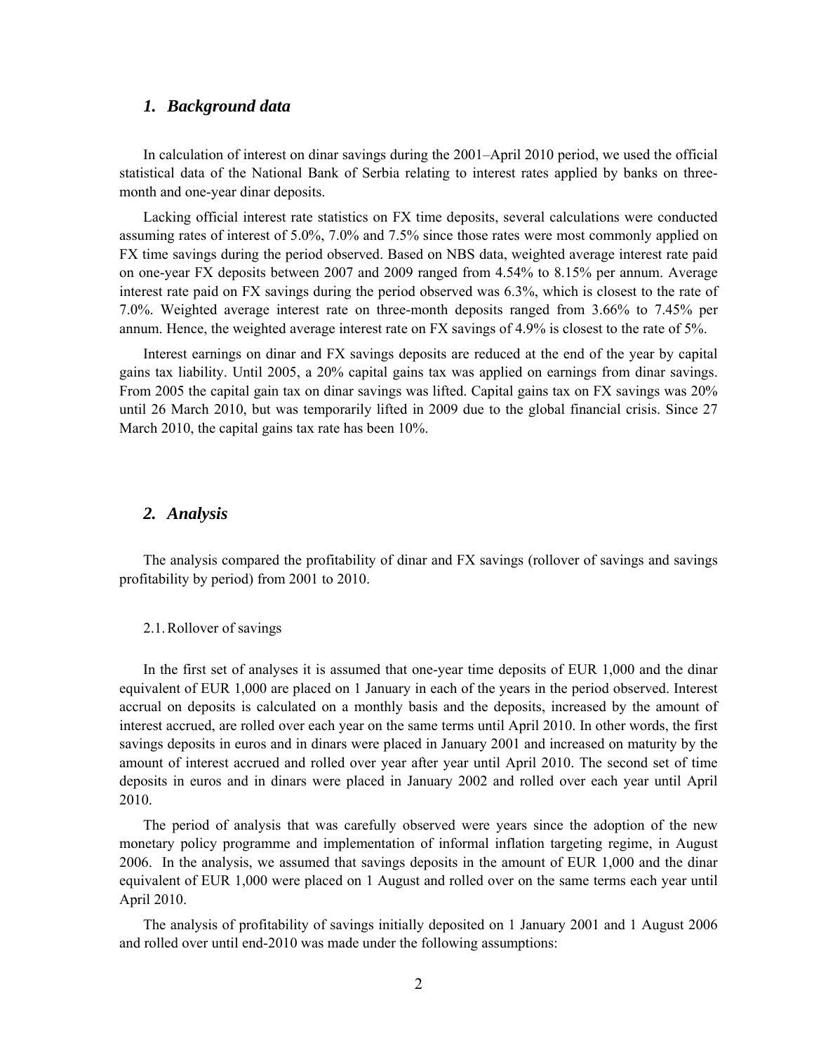## *1. Background data*

In calculation of interest on dinar savings during the 2001–April 2010 period, we used the official statistical data of the National Bank of Serbia relating to interest rates applied by banks on three-month and one-year dinar deposits.

Lacking official interest rate statistics on FX time deposits, several calculations were conducted assuming rates of interest of 5.0%, 7.0% and 7.5% since those rates were most commonly applied on FX time savings during the period observed. Based on NBS data, weighted average interest rate paid on one-year FX deposits between 2007 and 2009 ranged from 4.54% to 8.15% per annum. Average interest rate paid on FX savings during the period observed was 6.3%, which is closest to the rate of 7.0%. Weighted average interest rate on three-month deposits ranged from 3.66% to 7.45% per annum. Hence, the weighted average interest rate on FX savings of 4.9% is closest to the rate of 5%.

Interest earnings on dinar and FX savings deposits are reduced at the end of the year by capital gains tax liability. Until 2005, a 20% capital gains tax was applied on earnings from dinar savings. From 2005 the capital gain tax on dinar savings was lifted. Capital gains tax on FX savings was 20% until 26 March 2010, but was temporarily lifted in 2009 due to the global financial crisis. Since 27 March 2010, the capital gains tax rate has been 10%.

## *2. Analysis*

The analysis compared the profitability of dinar and FX savings (rollover of savings and savings profitability by period) from 2001 to 2010.

### 2.1. Rollover of savings

In the first set of analyses it is assumed that one-year time deposits of EUR 1,000 and the dinar equivalent of EUR 1,000 are placed on 1 January in each of the years in the period observed. Interest accrual on deposits is calculated on a monthly basis and the deposits, increased by the amount of interest accrued, are rolled over each year on the same terms until April 2010. In other words, the first savings deposits in euros and in dinars were placed in January 2001 and increased on maturity by the amount of interest accrued and rolled over year after year until April 2010. The second set of time deposits in euros and in dinars were placed in January 2002 and rolled over each year until April 2010.

The period of analysis that was carefully observed were years since the adoption of the new monetary policy programme and implementation of informal inflation targeting regime, in August 2006. In the analysis, we assumed that savings deposits in the amount of EUR 1,000 and the dinar equivalent of EUR 1,000 were placed on 1 August and rolled over on the same terms each year until April 2010.

The analysis of profitability of savings initially deposited on 1 January 2001 and 1 August 2006 and rolled over until end-2010 was made under the following assumptions: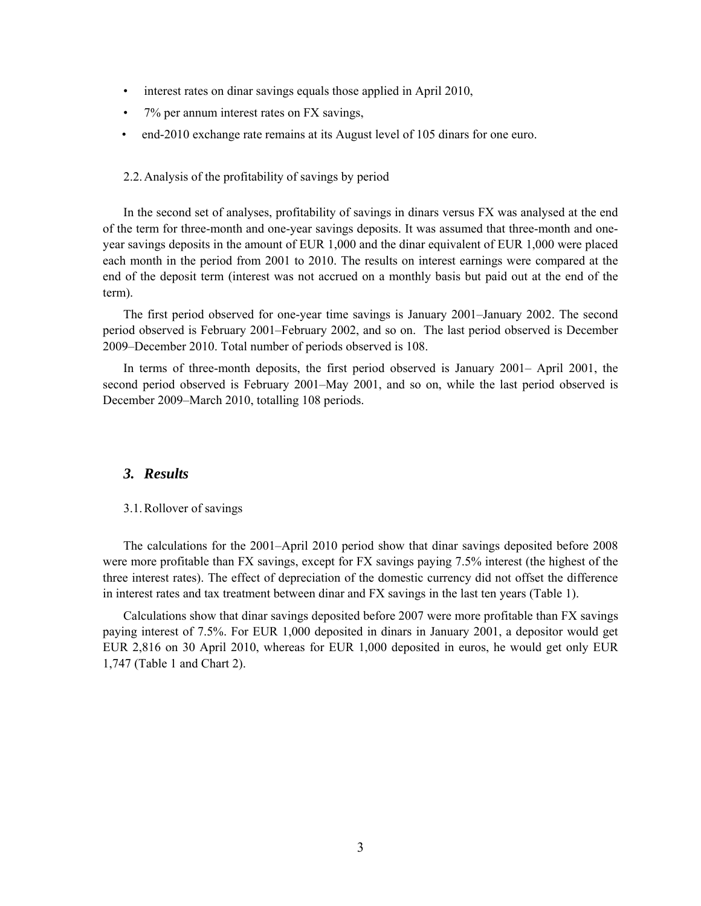- interest rates on dinar savings equals those applied in April 2010,
- 7% per annum interest rates on FX savings,
- end-2010 exchange rate remains at its August level of 105 dinars for one euro.

2.2. Analysis of the profitability of savings by period

In the second set of analyses, profitability of savings in dinars versus FX was analysed at the end of the term for three-month and one-year savings deposits. It was assumed that three-month and one-year savings deposits in the amount of EUR 1,000 and the dinar equivalent of EUR 1,000 were placed each month in the period from 2001 to 2010. The results on interest earnings were compared at the end of the deposit term (interest was not accrued on a monthly basis but paid out at the end of the term).

The first period observed for one-year time savings is January 2001–January 2002. The second period observed is February 2001–February 2002, and so on. The last period observed is December 2009–December 2010. Total number of periods observed is 108.

In terms of three-month deposits, the first period observed is January 2001– April 2001, the second period observed is February 2001–May 2001, and so on, while the last period observed is December 2009–March 2010, totalling 108 periods.

## *3. Results*

3.1. Rollover of savings

The calculations for the 2001–April 2010 period show that dinar savings deposited before 2008 were more profitable than FX savings, except for FX savings paying 7.5% interest (the highest of the three interest rates). The effect of depreciation of the domestic currency did not offset the difference in interest rates and tax treatment between dinar and FX savings in the last ten years (Table 1).

Calculations show that dinar savings deposited before 2007 were more profitable than FX savings paying interest of 7.5%. For EUR 1,000 deposited in dinars in January 2001, a depositor would get EUR 2,816 on 30 April 2010, whereas for EUR 1,000 deposited in euros, he would get only EUR 1,747 (Table 1 and Chart 2).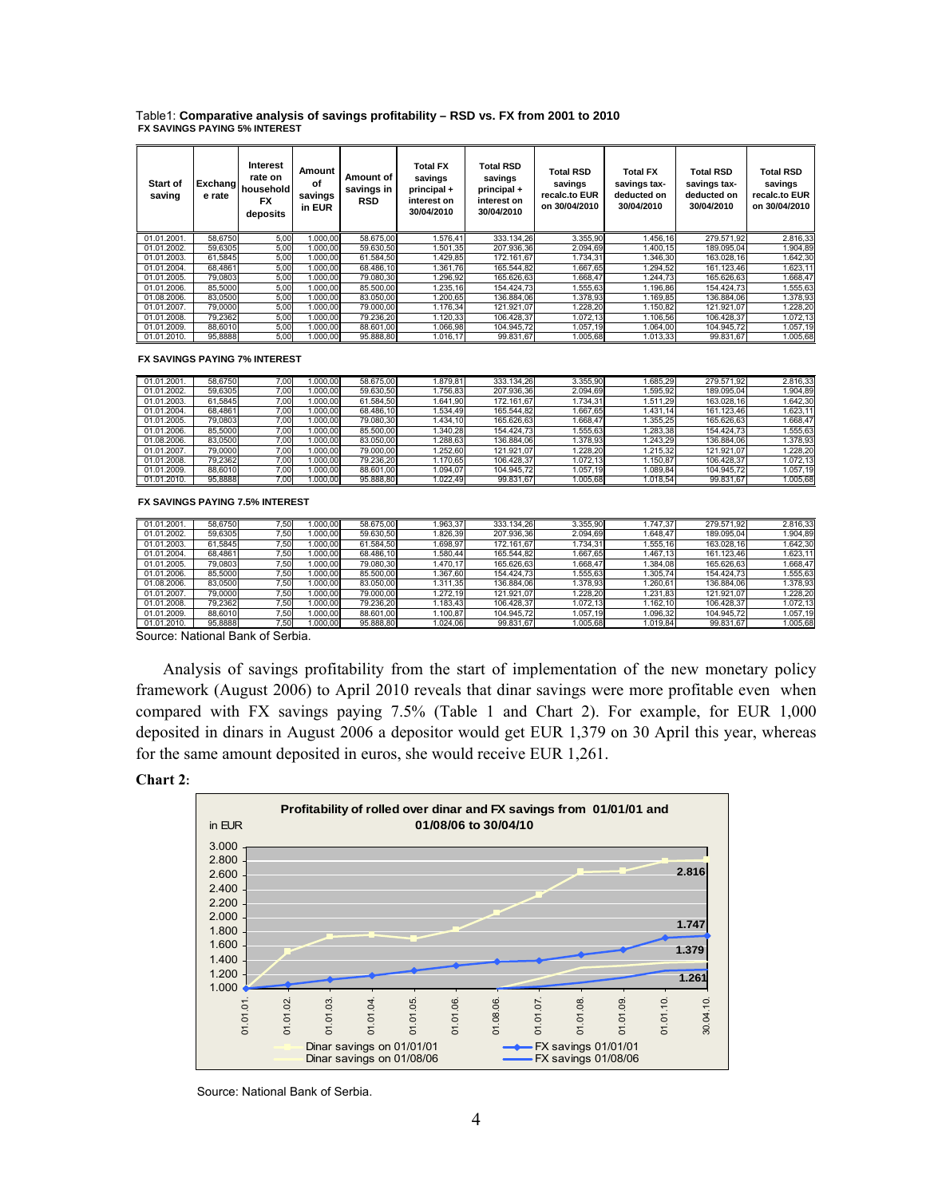Table1: **Comparative analysis of savings profitability – RSD vs. FX from 2001 to 2010**

**FX SAVINGS PAYING 5% INTEREST**

| Start of saving | Exchange rate | Interest rate on household FX deposits | Amount of savings in EUR | Amount of savings in RSD | Total FX savings principal + interest on 30/04/2010 | Total RSD savings principal + interest on 30/04/2010 | Total RSD savings recalc.to EUR on 30/04/2010 | Total FX savings tax-deducted on 30/04/2010 | Total RSD savings tax-deducted on 30/04/2010 | Total RSD savings recalc.to EUR on 30/04/2010 |
|---|---|---|---|---|---|---|---|---|---|---|
| 01.01.2001. | 58,6750 | 5,00 | 1.000,00 | 58.675,00 | 1.576,41 | 333.134,26 | 3.355,90 | 1.456,16 | 279.571,92 | 2.816,33 |
| 01.01.2002. | 59,6305 | 5,00 | 1.000,00 | 59.630,50 | 1.501,35 | 207.936,36 | 2.094,69 | 1.400,15 | 189.095,04 | 1.904,89 |
| 01.01.2003. | 61,5845 | 5,00 | 1.000,00 | 61.584,50 | 1.429,85 | 172.161,67 | 1.734,31 | 1.346,30 | 163.028,16 | 1.642,30 |
| 01.01.2004. | 68,4861 | 5,00 | 1.000,00 | 68.486,10 | 1.361,76 | 165.544,82 | 1.667,65 | 1.294,52 | 161.123,46 | 1.623,11 |
| 01.01.2005. | 79,0803 | 5,00 | 1.000,00 | 79.080,30 | 1.296,92 | 165.626,63 | 1.668,47 | 1.244,73 | 165.626,63 | 1.668,47 |
| 01.01.2006. | 85,5000 | 5,00 | 1.000,00 | 85.500,00 | 1.235,16 | 154.424,73 | 1.555,63 | 1.196,86 | 154.424,73 | 1.555,63 |
| 01.08.2006. | 83,0500 | 5,00 | 1.000,00 | 83.050,00 | 1.200,65 | 136.884,06 | 1.378,93 | 1.169,85 | 136.884,06 | 1.378,93 |
| 01.01.2007. | 79,0000 | 5,00 | 1.000,00 | 79.000,00 | 1.176,34 | 121.921,07 | 1.228,20 | 1.150,82 | 121.921,07 | 1.228,20 |
| 01.01.2008. | 79,2362 | 5,00 | 1.000,00 | 79.236,20 | 1.120,33 | 106.428,37 | 1.072,13 | 1.106,56 | 106.428,37 | 1.072,13 |
| 01.01.2009. | 88,6010 | 5,00 | 1.000,00 | 88.601,00 | 1.066,98 | 104.945,72 | 1.057,19 | 1.064,00 | 104.945,72 | 1.057,19 |
| 01.01.2010. | 95,8888 | 5,00 | 1.000,00 | 95.888,80 | 1.016,17 | 99.831,67 | 1.005,68 | 1.013,33 | 99.831,67 | 1.005,68 |

**FX SAVINGS PAYING 7% INTEREST**

| | | | | | | | | | | |
|---|---|---|---|---|---|---|---|---|---|---|
| 01.01.2001. | 58,6750 | 7,00 | 1.000,00 | 58.675,00 | 1.879,81 | 333.134,26 | 3.355,90 | 1.685,29 | 279.571,92 | 2.816,33 |
| 01.01.2002. | 59,6305 | 7,00 | 1.000,00 | 59.630,50 | 1.756,83 | 207.936,36 | 2.094,69 | 1.595,92 | 189.095,04 | 1.904,89 |
| 01.01.2003. | 61,5845 | 7,00 | 1.000,00 | 61.584,50 | 1.641,90 | 172.161,67 | 1.734,31 | 1.511,29 | 163.028,16 | 1.642,30 |
| 01.01.2004. | 68,4861 | 7,00 | 1.000,00 | 68.486,10 | 1.534,49 | 165.544,82 | 1.667,65 | 1.431,14 | 161.123,46 | 1.623,11 |
| 01.01.2005. | 79,0803 | 7,00 | 1.000,00 | 79.080,30 | 1.434,10 | 165.626,63 | 1.668,47 | 1.355,25 | 165.626,63 | 1.668,47 |
| 01.01.2006. | 85,5000 | 7,00 | 1.000,00 | 85.500,00 | 1.340,28 | 154.424,73 | 1.555,63 | 1.283,38 | 154.424,73 | 1.555,63 |
| 01.08.2006. | 83,0500 | 7,00 | 1.000,00 | 83.050,00 | 1.288,63 | 136.884,06 | 1.378,93 | 1.243,29 | 136.884,06 | 1.378,93 |
| 01.01.2007. | 79,0000 | 7,00 | 1.000,00 | 79.000,00 | 1.252,60 | 121.921,07 | 1.228,20 | 1.215,32 | 121.921,07 | 1.228,20 |
| 01.01.2008. | 79,2362 | 7,00 | 1.000,00 | 79.236,20 | 1.170,65 | 106.428,37 | 1.072,13 | 1.150,87 | 106.428,37 | 1.072,13 |
| 01.01.2009. | 88,6010 | 7,00 | 1.000,00 | 88.601,00 | 1.094,07 | 104.945,72 | 1.057,19 | 1.089,84 | 104.945,72 | 1.057,19 |
| 01.01.2010. | 95,8888 | 7,00 | 1.000,00 | 95.888,80 | 1.022,49 | 99.831,67 | 1.005,68 | 1.018,54 | 99.831,67 | 1.005,68 |

**FX SAVINGS PAYING 7.5% INTEREST**

| | | | | | | | | | | |
|---|---|---|---|---|---|---|---|---|---|---|
| 01.01.2001. | 58,6750 | 7,50 | 1.000,00 | 58.675,00 | 1.963,37 | 333.134,26 | 3.355,90 | 1.747,37 | 279.571,92 | 2.816,33 |
| 01.01.2002. | 59,6305 | 7,50 | 1.000,00 | 59.630,50 | 1.826,39 | 207.936,36 | 2.094,69 | 1.648,47 | 189.095,04 | 1.904,89 |
| 01.01.2003. | 61,5845 | 7,50 | 1.000,00 | 61.584,50 | 1.698,97 | 172.161,67 | 1.734,31 | 1.555,16 | 163.028,16 | 1.642,30 |
| 01.01.2004. | 68,4861 | 7,50 | 1.000,00 | 68.486,10 | 1.580,44 | 165.544,82 | 1.667,65 | 1.467,13 | 161.123,46 | 1.623,11 |
| 01.01.2005. | 79,0803 | 7,50 | 1.000,00 | 79.080,30 | 1.470,17 | 165.626,63 | 1.668,47 | 1.384,08 | 165.626,63 | 1.668,47 |
| 01.01.2006. | 85,5000 | 7,50 | 1.000,00 | 85.500,00 | 1.367,60 | 154.424,73 | 1.555,63 | 1.305,74 | 154.424,73 | 1.555,63 |
| 01.08.2006. | 83,0500 | 7,50 | 1.000,00 | 83.050,00 | 1.311,35 | 136.884,06 | 1.378,93 | 1.260,61 | 136.884,06 | 1.378,93 |
| 01.01.2007. | 79,0000 | 7,50 | 1.000,00 | 79.000,00 | 1.272,19 | 121.921,07 | 1.228,20 | 1.231,83 | 121.921,07 | 1.228,20 |
| 01.01.2008. | 79,2362 | 7,50 | 1.000,00 | 79.236,20 | 1.183,43 | 106.428,37 | 1.072,13 | 1.162,10 | 106.428,37 | 1.072,13 |
| 01.01.2009. | 88,6010 | 7,50 | 1.000,00 | 88.601,00 | 1.100,87 | 104.945,72 | 1.057,19 | 1.096,32 | 104.945,72 | 1.057,19 |
| 01.01.2010. | 95,8888 | 7,50 | 1.000,00 | 95.888,80 | 1.024,06 | 99.831,67 | 1.005,68 | 1.019,84 | 99.831,67 | 1.005,68 |

Source: National Bank of Serbia.

Analysis of savings profitability from the start of implementation of the new monetary policy framework (August 2006) to April 2010 reveals that dinar savings were more profitable even when compared with FX savings paying 7.5% (Table 1 and Chart 2). For example, for EUR 1,000 deposited in dinars in August 2006 a depositor would get EUR 1,379 on 30 April this year, whereas for the same amount deposited in euros, she would receive EUR 1,261.

**Chart 2**:

**Profitability of rolled over dinar and FX savings from 01/01/01 and 01/08/06 to 30/04/10**

Source: National Bank of Serbia.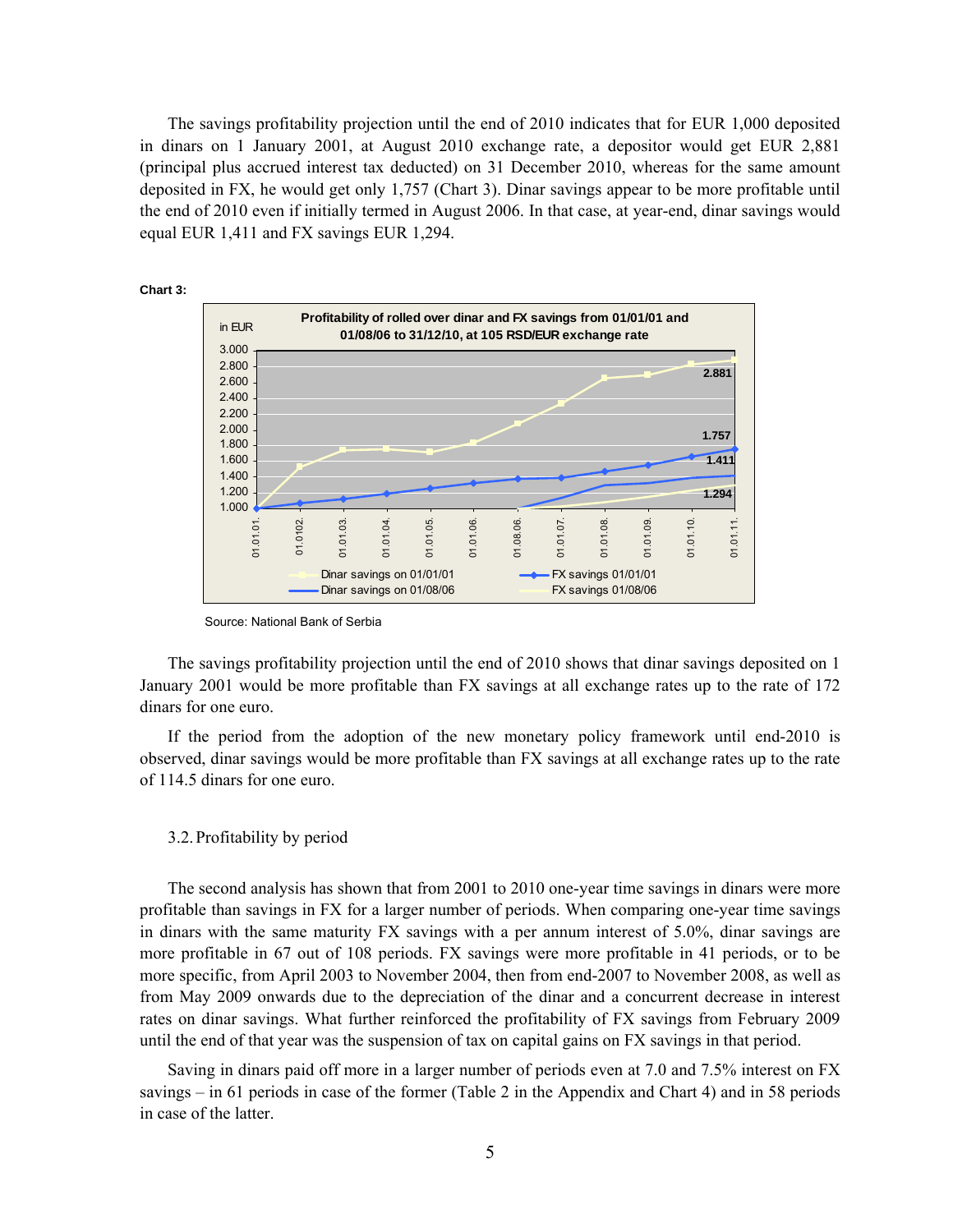The savings profitability projection until the end of 2010 indicates that for EUR 1,000 deposited in dinars on 1 January 2001, at August 2010 exchange rate, a depositor would get EUR 2,881 (principal plus accrued interest tax deducted) on 31 December 2010, whereas for the same amount deposited in FX, he would get only 1,757 (Chart 3). Dinar savings appear to be more profitable until the end of 2010 even if initially termed in August 2006. In that case, at year-end, dinar savings would equal EUR 1,411 and FX savings EUR 1,294.

**Chart 3:**

Profitability of rolled over dinar and FX savings from 01/01/01 and 01/08/06 to 31/12/10, at 105 RSD/EUR exchange rate

Source: National Bank of Serbia

The savings profitability projection until the end of 2010 shows that dinar savings deposited on 1 January 2001 would be more profitable than FX savings at all exchange rates up to the rate of 172 dinars for one euro.

If the period from the adoption of the new monetary policy framework until end-2010 is observed, dinar savings would be more profitable than FX savings at all exchange rates up to the rate of 114.5 dinars for one euro.

### 3.2. Profitability by period

The second analysis has shown that from 2001 to 2010 one-year time savings in dinars were more profitable than savings in FX for a larger number of periods. When comparing one-year time savings in dinars with the same maturity FX savings with a per annum interest of 5.0%, dinar savings are more profitable in 67 out of 108 periods. FX savings were more profitable in 41 periods, or to be more specific, from April 2003 to November 2004, then from end-2007 to November 2008, as well as from May 2009 onwards due to the depreciation of the dinar and a concurrent decrease in interest rates on dinar savings. What further reinforced the profitability of FX savings from February 2009 until the end of that year was the suspension of tax on capital gains on FX savings in that period.

Saving in dinars paid off more in a larger number of periods even at 7.0 and 7.5% interest on FX savings – in 61 periods in case of the former (Table 2 in the Appendix and Chart 4) and in 58 periods in case of the latter.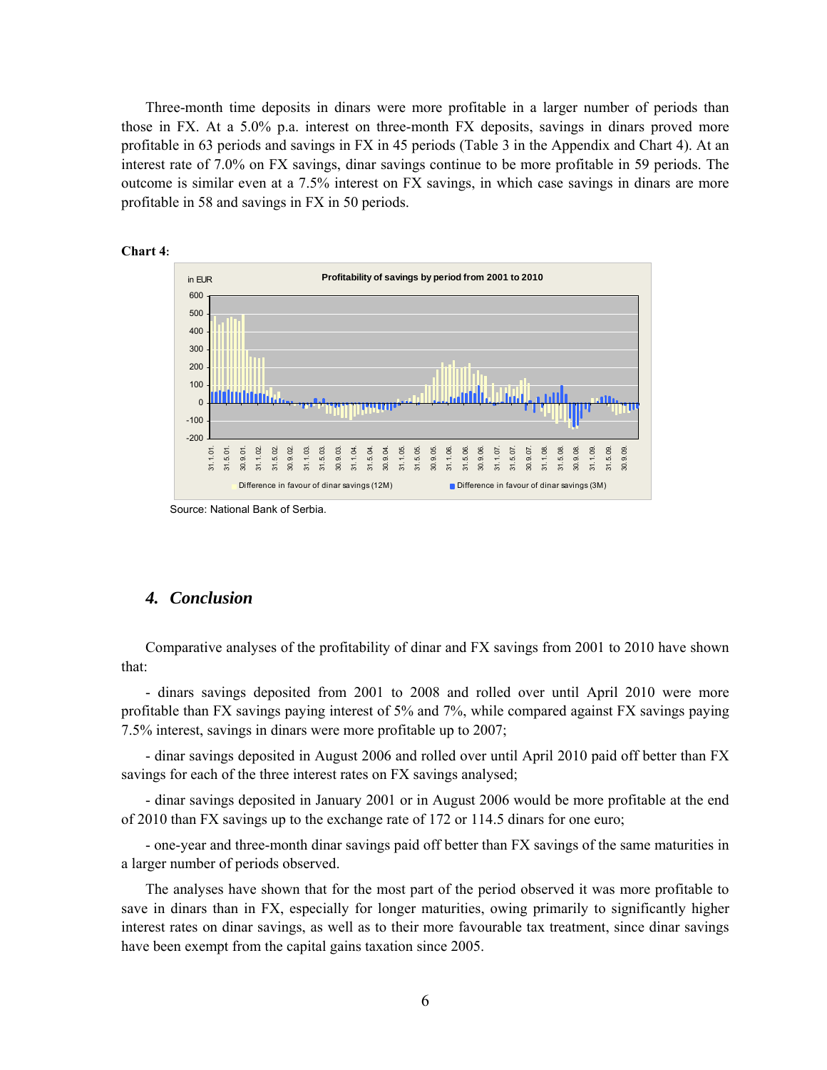Three-month time deposits in dinars were more profitable in a larger number of periods than those in FX. At a 5.0% p.a. interest on three-month FX deposits, savings in dinars proved more profitable in 63 periods and savings in FX in 45 periods (Table 3 in the Appendix and Chart 4). At an interest rate of 7.0% on FX savings, dinar savings continue to be more profitable in 59 periods. The outcome is similar even at a 7.5% interest on FX savings, in which case savings in dinars are more profitable in 58 and savings in FX in 50 periods.

**Chart 4**:

Source: National Bank of Serbia.

## 4. *Conclusion*

Comparative analyses of the profitability of dinar and FX savings from 2001 to 2010 have shown that:

- dinars savings deposited from 2001 to 2008 and rolled over until April 2010 were more profitable than FX savings paying interest of 5% and 7%, while compared against FX savings paying 7.5% interest, savings in dinars were more profitable up to 2007;

- dinar savings deposited in August 2006 and rolled over until April 2010 paid off better than FX savings for each of the three interest rates on FX savings analysed;

- dinar savings deposited in January 2001 or in August 2006 would be more profitable at the end of 2010 than FX savings up to the exchange rate of 172 or 114.5 dinars for one euro;

- one-year and three-month dinar savings paid off better than FX savings of the same maturities in a larger number of periods observed.

The analyses have shown that for the most part of the period observed it was more profitable to save in dinars than in FX, especially for longer maturities, owing primarily to significantly higher interest rates on dinar savings, as well as to their more favourable tax treatment, since dinar savings have been exempt from the capital gains taxation since 2005.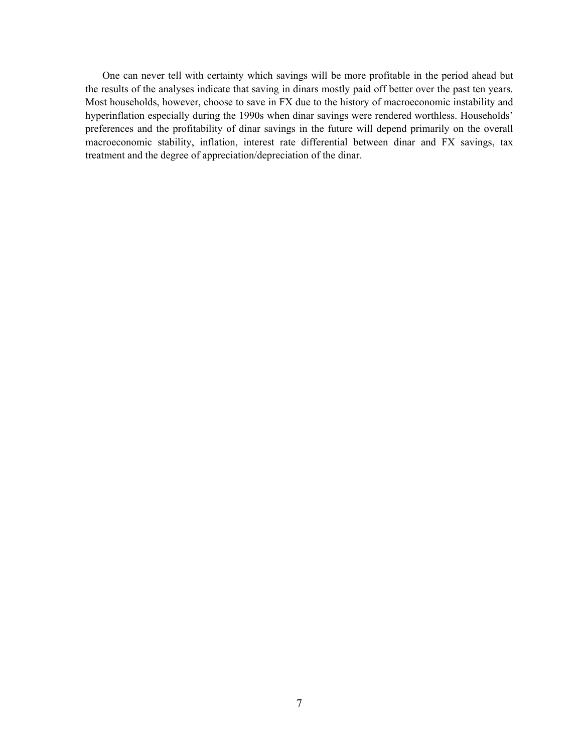One can never tell with certainty which savings will be more profitable in the period ahead but the results of the analyses indicate that saving in dinars mostly paid off better over the past ten years. Most households, however, choose to save in FX due to the history of macroeconomic instability and hyperinflation especially during the 1990s when dinar savings were rendered worthless. Households' preferences and the profitability of dinar savings in the future will depend primarily on the overall macroeconomic stability, inflation, interest rate differential between dinar and FX savings, tax treatment and the degree of appreciation/depreciation of the dinar.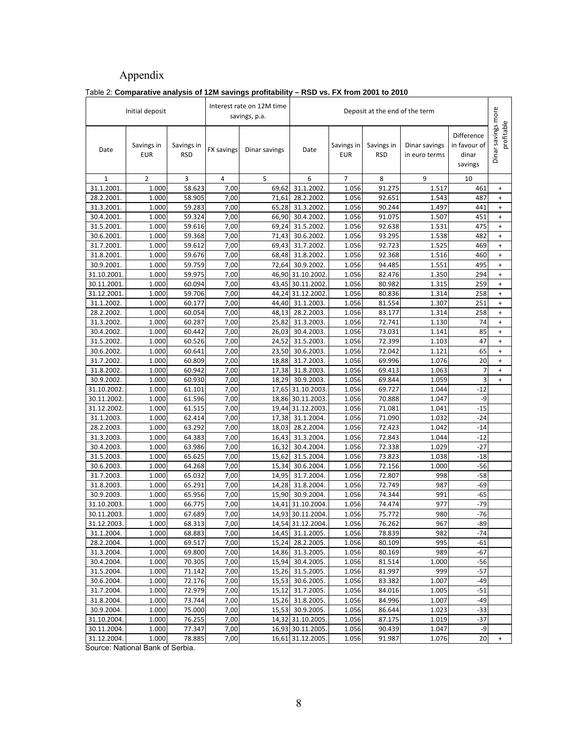# Appendix

Table 2: **Comparative analysis of 12M savings profitability – RSD vs. FX from 2001 to 2010**

| Initial deposit | | | Interest rate on 12M time savings, p.a. | | Deposit at the end of the term | | | | | Dinar savings more profitable |
|---|---|---|---|---|---|---|---|---|---|---|
| Date | Savings in EUR | Savings in RSD | FX savings | Dinar savings | Date | Savings in EUR | Savings in RSD | Dinar savings in euro terms | Difference in favour of dinar savings | |
| 1 | 2 | 3 | 4 | 5 | 6 | 7 | 8 | 9 | 10 | |
| 31.1.2001. | 1.000 | 58.623 | 7,00 | 69,62 | 31.1.2002. | 1.056 | 91.275 | 1.517 | 461 | + |
| 28.2.2001. | 1.000 | 58.905 | 7,00 | 71,61 | 28.2.2002. | 1.056 | 92.651 | 1.543 | 487 | + |
| 31.3.2001. | 1.000 | 59.283 | 7,00 | 65,28 | 31.3.2002. | 1.056 | 90.244 | 1.497 | 441 | + |
| 30.4.2001. | 1.000 | 59.324 | 7,00 | 66,90 | 30.4.2002. | 1.056 | 91.075 | 1.507 | 451 | + |
| 31.5.2001. | 1.000 | 59.616 | 7,00 | 69,24 | 31.5.2002. | 1.056 | 92.638 | 1.531 | 475 | + |
| 30.6.2001. | 1.000 | 59.368 | 7,00 | 71,43 | 30.6.2002. | 1.056 | 93.295 | 1.538 | 482 | + |
| 31.7.2001. | 1.000 | 59.612 | 7,00 | 69,43 | 31.7.2002. | 1.056 | 92.723 | 1.525 | 469 | + |
| 31.8.2001. | 1.000 | 59.676 | 7,00 | 68,48 | 31.8.2002. | 1.056 | 92.368 | 1.516 | 460 | + |
| 30.9.2001. | 1.000 | 59.759 | 7,00 | 72,64 | 30.9.2002. | 1.056 | 94.485 | 1.551 | 495 | + |
| 31.10.2001. | 1.000 | 59.975 | 7,00 | 46,90 | 31.10.2002. | 1.056 | 82.476 | 1.350 | 294 | + |
| 30.11.2001. | 1.000 | 60.094 | 7,00 | 43,45 | 30.11.2002. | 1.056 | 80.982 | 1.315 | 259 | + |
| 31.12.2001. | 1.000 | 59.706 | 7,00 | 44,24 | 31.12.2002. | 1.056 | 80.836 | 1.314 | 258 | + |
| 31.1.2002. | 1.000 | 60.177 | 7,00 | 44,40 | 31.1.2003. | 1.056 | 81.554 | 1.307 | 251 | + |
| 28.2.2002. | 1.000 | 60.054 | 7,00 | 48,13 | 28.2.2003. | 1.056 | 83.177 | 1.314 | 258 | + |
| 31.3.2002. | 1.000 | 60.287 | 7,00 | 25,82 | 31.3.2003. | 1.056 | 72.741 | 1.130 | 74 | + |
| 30.4.2002. | 1.000 | 60.442 | 7,00 | 26,03 | 30.4.2003. | 1.056 | 73.031 | 1.141 | 85 | + |
| 31.5.2002. | 1.000 | 60.526 | 7,00 | 24,52 | 31.5.2003. | 1.056 | 72.399 | 1.103 | 47 | + |
| 30.6.2002. | 1.000 | 60.641 | 7,00 | 23,50 | 30.6.2003. | 1.056 | 72.042 | 1.121 | 65 | + |
| 31.7.2002. | 1.000 | 60.809 | 7,00 | 18,88 | 31.7.2003. | 1.056 | 69.996 | 1.076 | 20 | + |
| 31.8.2002. | 1.000 | 60.942 | 7,00 | 17,38 | 31.8.2003. | 1.056 | 69.413 | 1.063 | 7 | + |
| 30.9.2002. | 1.000 | 60.930 | 7,00 | 18,29 | 30.9.2003. | 1.056 | 69.844 | 1.059 | 3 | + |
| 31.10.2002. | 1.000 | 61.101 | 7,00 | 17,65 | 31.10.2003. | 1.056 | 69.727 | 1.044 | -12 | |
| 30.11.2002. | 1.000 | 61.596 | 7,00 | 18,86 | 30.11.2003. | 1.056 | 70.888 | 1.047 | -9 | |
| 31.12.2002. | 1.000 | 61.515 | 7,00 | 19,44 | 31.12.2003. | 1.056 | 71.081 | 1.041 | -15 | |
| 31.1.2003. | 1.000 | 62.414 | 7,00 | 17,38 | 31.1.2004. | 1.056 | 71.090 | 1.032 | -24 | |
| 28.2.2003. | 1.000 | 63.292 | 7,00 | 18,03 | 28.2.2004. | 1.056 | 72.423 | 1.042 | -14 | |
| 31.3.2003. | 1.000 | 64.383 | 7,00 | 16,43 | 31.3.2004. | 1.056 | 72.843 | 1.044 | -12 | |
| 30.4.2003. | 1.000 | 63.986 | 7,00 | 16,32 | 30.4.2004. | 1.056 | 72.338 | 1.029 | -27 | |
| 31.5.2003. | 1.000 | 65.625 | 7,00 | 15,62 | 31.5.2004. | 1.056 | 73.823 | 1.038 | -18 | |
| 30.6.2003. | 1.000 | 64.268 | 7,00 | 15,34 | 30.6.2004. | 1.056 | 72.156 | 1.000 | -56 | |
| 31.7.2003. | 1.000 | 65.032 | 7,00 | 14,95 | 31.7.2004. | 1.056 | 72.807 | 998 | -58 | |
| 31.8.2003. | 1.000 | 65.291 | 7,00 | 14,28 | 31.8.2004. | 1.056 | 72.749 | 987 | -69 | |
| 30.9.2003. | 1.000 | 65.956 | 7,00 | 15,90 | 30.9.2004. | 1.056 | 74.344 | 991 | -65 | |
| 31.10.2003. | 1.000 | 66.775 | 7,00 | 14,41 | 31.10.2004. | 1.056 | 74.474 | 977 | -79 | |
| 30.11.2003. | 1.000 | 67.689 | 7,00 | 14,93 | 30.11.2004. | 1.056 | 75.772 | 980 | -76 | |
| 31.12.2003. | 1.000 | 68.313 | 7,00 | 14,54 | 31.12.2004. | 1.056 | 76.262 | 967 | -89 | |
| 31.1.2004. | 1.000 | 68.883 | 7,00 | 14,45 | 31.1.2005. | 1.056 | 78.839 | 982 | -74 | |
| 28.2.2004. | 1.000 | 69.517 | 7,00 | 15,24 | 28.2.2005. | 1.056 | 80.109 | 995 | -61 | |
| 31.3.2004. | 1.000 | 69.800 | 7,00 | 14,86 | 31.3.2005. | 1.056 | 80.169 | 989 | -67 | |
| 30.4.2004. | 1.000 | 70.305 | 7,00 | 15,94 | 30.4.2005. | 1.056 | 81.514 | 1.000 | -56 | |
| 31.5.2004. | 1.000 | 71.142 | 7,00 | 15,26 | 31.5.2005. | 1.056 | 81.997 | 999 | -57 | |
| 30.6.2004. | 1.000 | 72.176 | 7,00 | 15,53 | 30.6.2005. | 1.056 | 83.382 | 1.007 | -49 | |
| 31.7.2004. | 1.000 | 72.979 | 7,00 | 15,12 | 31.7.2005. | 1.056 | 84.016 | 1.005 | -51 | |
| 31.8.2004. | 1.000 | 73.744 | 7,00 | 15,26 | 31.8.2005. | 1.056 | 84.996 | 1.007 | -49 | |
| 30.9.2004. | 1.000 | 75.000 | 7,00 | 15,53 | 30.9.2005. | 1.056 | 86.644 | 1.023 | -33 | |
| 31.10.2004. | 1.000 | 76.255 | 7,00 | 14,32 | 31.10.2005. | 1.056 | 87.175 | 1.019 | -37 | |
| 30.11.2004. | 1.000 | 77.347 | 7,00 | 16,93 | 30.11.2005. | 1.056 | 90.439 | 1.047 | -9 | |
| 31.12.2004. | 1.000 | 78.885 | 7,00 | 16,61 | 31.12.2005. | 1.056 | 91.987 | 1.076 | 20 | + |

Source: National Bank of Serbia.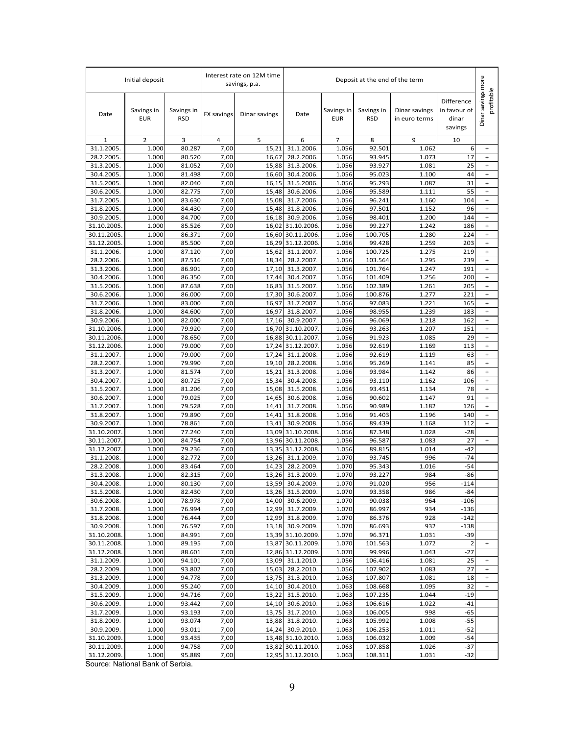| Initial deposit | | | Interest rate on 12M time savings, p.a. | | Deposit at the end of the term | | | | | Dinar savings more profitable |
|---|---|---|---|---|---|---|---|---|---|---|
| Date | Savings in EUR | Savings in RSD | FX savings | Dinar savings | Date | Savings in EUR | Savings in RSD | Dinar savings in euro terms | Difference in favour of dinar savings | |
| 1 | 2 | 3 | 4 | 5 | 6 | 7 | 8 | 9 | 10 | |
| 31.1.2005. | 1.000 | 80.287 | 7,00 | 15,21 | 31.1.2006. | 1.056 | 92.501 | 1.062 | 6 | + |
| 28.2.2005. | 1.000 | 80.520 | 7,00 | 16,67 | 28.2.2006. | 1.056 | 93.945 | 1.073 | 17 | + |
| 31.3.2005. | 1.000 | 81.052 | 7,00 | 15,88 | 31.3.2006. | 1.056 | 93.927 | 1.081 | 25 | + |
| 30.4.2005. | 1.000 | 81.498 | 7,00 | 16,60 | 30.4.2006. | 1.056 | 95.023 | 1.100 | 44 | + |
| 31.5.2005. | 1.000 | 82.040 | 7,00 | 16,15 | 31.5.2006. | 1.056 | 95.293 | 1.087 | 31 | + |
| 30.6.2005. | 1.000 | 82.775 | 7,00 | 15,48 | 30.6.2006. | 1.056 | 95.589 | 1.111 | 55 | + |
| 31.7.2005. | 1.000 | 83.630 | 7,00 | 15,08 | 31.7.2006. | 1.056 | 96.241 | 1.160 | 104 | + |
| 31.8.2005. | 1.000 | 84.430 | 7,00 | 15,48 | 31.8.2006. | 1.056 | 97.501 | 1.152 | 96 | + |
| 30.9.2005. | 1.000 | 84.700 | 7,00 | 16,18 | 30.9.2006. | 1.056 | 98.401 | 1.200 | 144 | + |
| 31.10.2005. | 1.000 | 85.526 | 7,00 | 16,02 | 31.10.2006. | 1.056 | 99.227 | 1.242 | 186 | + |
| 30.11.2005. | 1.000 | 86.371 | 7,00 | 16,60 | 30.11.2006. | 1.056 | 100.705 | 1.280 | 224 | + |
| 31.12.2005. | 1.000 | 85.500 | 7,00 | 16,29 | 31.12.2006. | 1.056 | 99.428 | 1.259 | 203 | + |
| 31.1.2006. | 1.000 | 87.120 | 7,00 | 15,62 | 31.1.2007. | 1.056 | 100.725 | 1.275 | 219 | + |
| 28.2.2006. | 1.000 | 87.516 | 7,00 | 18,34 | 28.2.2007. | 1.056 | 103.564 | 1.295 | 239 | + |
| 31.3.2006. | 1.000 | 86.901 | 7,00 | 17,10 | 31.3.2007. | 1.056 | 101.764 | 1.247 | 191 | + |
| 30.4.2006. | 1.000 | 86.350 | 7,00 | 17,44 | 30.4.2007. | 1.056 | 101.409 | 1.256 | 200 | + |
| 31.5.2006. | 1.000 | 87.638 | 7,00 | 16,83 | 31.5.2007. | 1.056 | 102.389 | 1.261 | 205 | + |
| 30.6.2006. | 1.000 | 86.000 | 7,00 | 17,30 | 30.6.2007. | 1.056 | 100.876 | 1.277 | 221 | + |
| 31.7.2006. | 1.000 | 83.000 | 7,00 | 16,97 | 31.7.2007. | 1.056 | 97.083 | 1.221 | 165 | + |
| 31.8.2006. | 1.000 | 84.600 | 7,00 | 16,97 | 31.8.2007. | 1.056 | 98.955 | 1.239 | 183 | + |
| 30.9.2006. | 1.000 | 82.000 | 7,00 | 17,16 | 30.9.2007. | 1.056 | 96.069 | 1.218 | 162 | + |
| 31.10.2006. | 1.000 | 79.920 | 7,00 | 16,70 | 31.10.2007. | 1.056 | 93.263 | 1.207 | 151 | + |
| 30.11.2006. | 1.000 | 78.650 | 7,00 | 16,88 | 30.11.2007. | 1.056 | 91.923 | 1.085 | 29 | + |
| 31.12.2006. | 1.000 | 79.000 | 7,00 | 17,24 | 31.12.2007. | 1.056 | 92.619 | 1.169 | 113 | + |
| 31.1.2007. | 1.000 | 79.000 | 7,00 | 17,24 | 31.1.2008. | 1.056 | 92.619 | 1.119 | 63 | + |
| 28.2.2007. | 1.000 | 79.990 | 7,00 | 19,10 | 28.2.2008. | 1.056 | 95.269 | 1.141 | 85 | + |
| 31.3.2007. | 1.000 | 81.574 | 7,00 | 15,21 | 31.3.2008. | 1.056 | 93.984 | 1.142 | 86 | + |
| 30.4.2007. | 1.000 | 80.725 | 7,00 | 15,34 | 30.4.2008. | 1.056 | 93.110 | 1.162 | 106 | + |
| 31.5.2007. | 1.000 | 81.206 | 7,00 | 15,08 | 31.5.2008. | 1.056 | 93.451 | 1.134 | 78 | + |
| 30.6.2007. | 1.000 | 79.025 | 7,00 | 14,65 | 30.6.2008. | 1.056 | 90.602 | 1.147 | 91 | + |
| 31.7.2007. | 1.000 | 79.528 | 7,00 | 14,41 | 31.7.2008. | 1.056 | 90.989 | 1.182 | 126 | + |
| 31.8.2007. | 1.000 | 79.890 | 7,00 | 14,41 | 31.8.2008. | 1.056 | 91.403 | 1.196 | 140 | + |
| 30.9.2007. | 1.000 | 78.861 | 7,00 | 13,41 | 30.9.2008. | 1.056 | 89.439 | 1.168 | 112 | + |
| 31.10.2007. | 1.000 | 77.240 | 7,00 | 13,09 | 31.10.2008. | 1.056 | 87.348 | 1.028 | -28 | |
| 30.11.2007. | 1.000 | 84.754 | 7,00 | 13,96 | 30.11.2008. | 1.056 | 96.587 | 1.083 | 27 | + |
| 31.12.2007. | 1.000 | 79.236 | 7,00 | 13,35 | 31.12.2008. | 1.056 | 89.815 | 1.014 | -42 | |
| 31.1.2008. | 1.000 | 82.772 | 7,00 | 13,26 | 31.1.2009. | 1.070 | 93.745 | 996 | -74 | |
| 28.2.2008. | 1.000 | 83.464 | 7,00 | 14,23 | 28.2.2009. | 1.070 | 95.343 | 1.016 | -54 | |
| 31.3.2008. | 1.000 | 82.315 | 7,00 | 13,26 | 31.3.2009. | 1.070 | 93.227 | 984 | -86 | |
| 30.4.2008. | 1.000 | 80.130 | 7,00 | 13,59 | 30.4.2009. | 1.070 | 91.020 | 956 | -114 | |
| 31.5.2008. | 1.000 | 82.430 | 7,00 | 13,26 | 31.5.2009. | 1.070 | 93.358 | 986 | -84 | |
| 30.6.2008. | 1.000 | 78.978 | 7,00 | 14,00 | 30.6.2009. | 1.070 | 90.038 | 964 | -106 | |
| 31.7.2008. | 1.000 | 76.994 | 7,00 | 12,99 | 31.7.2009. | 1.070 | 86.997 | 934 | -136 | |
| 31.8.2008. | 1.000 | 76.444 | 7,00 | 12,99 | 31.8.2009. | 1.070 | 86.376 | 928 | -142 | |
| 30.9.2008. | 1.000 | 76.597 | 7,00 | 13,18 | 30.9.2009. | 1.070 | 86.693 | 932 | -138 | |
| 31.10.2008. | 1.000 | 84.991 | 7,00 | 13,39 | 31.10.2009. | 1.070 | 96.371 | 1.031 | -39 | |
| 30.11.2008. | 1.000 | 89.195 | 7,00 | 13,87 | 30.11.2009. | 1.070 | 101.563 | 1.072 | 2 | + |
| 31.12.2008. | 1.000 | 88.601 | 7,00 | 12,86 | 31.12.2009. | 1.070 | 99.996 | 1.043 | -27 | |
| 31.1.2009. | 1.000 | 94.101 | 7,00 | 13,09 | 31.1.2010. | 1.056 | 106.416 | 1.081 | 25 | + |
| 28.2.2009. | 1.000 | 93.802 | 7,00 | 15,03 | 28.2.2010. | 1.056 | 107.902 | 1.083 | 27 | + |
| 31.3.2009. | 1.000 | 94.778 | 7,00 | 13,75 | 31.3.2010. | 1.063 | 107.807 | 1.081 | 18 | + |
| 30.4.2009. | 1.000 | 95.240 | 7,00 | 14,10 | 30.4.2010. | 1.063 | 108.668 | 1.095 | 32 | + |
| 31.5.2009. | 1.000 | 94.716 | 7,00 | 13,22 | 31.5.2010. | 1.063 | 107.235 | 1.044 | -19 | |
| 30.6.2009. | 1.000 | 93.442 | 7,00 | 14,10 | 30.6.2010. | 1.063 | 106.616 | 1.022 | -41 | |
| 31.7.2009. | 1.000 | 93.193 | 7,00 | 13,75 | 31.7.2010. | 1.063 | 106.005 | 998 | -65 | |
| 31.8.2009. | 1.000 | 93.074 | 7,00 | 13,88 | 31.8.2010. | 1.063 | 105.992 | 1.008 | -55 | |
| 30.9.2009. | 1.000 | 93.011 | 7,00 | 14,24 | 30.9.2010. | 1.063 | 106.253 | 1.011 | -52 | |
| 31.10.2009. | 1.000 | 93.435 | 7,00 | 13,48 | 31.10.2010. | 1.063 | 106.032 | 1.009 | -54 | |
| 30.11.2009. | 1.000 | 94.758 | 7,00 | 13,82 | 30.11.2010. | 1.063 | 107.858 | 1.026 | -37 | |
| 31.12.2009. | 1.000 | 95.889 | 7,00 | 12,95 | 31.12.2010. | 1.063 | 108.311 | 1.031 | -32 | |

Source: National Bank of Serbia.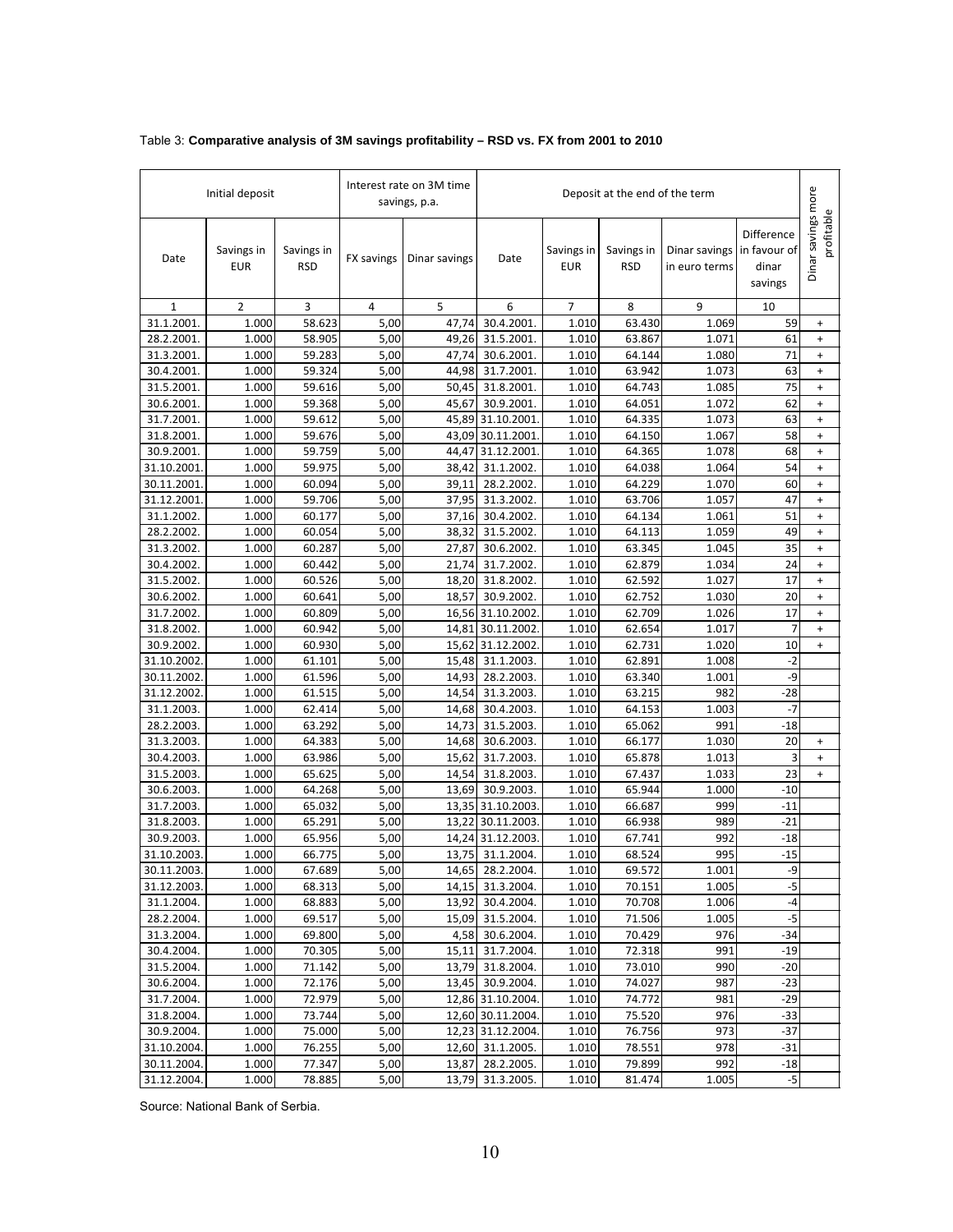Table 3: **Comparative analysis of 3M savings profitability – RSD vs. FX from 2001 to 2010**

| Initial deposit | | | Interest rate on 3M time savings, p.a. | | Deposit at the end of the term | | | | | Dinar savings more profitable |
|---|---|---|---|---|---|---|---|---|---|---|
| Date | Savings in EUR | Savings in RSD | FX savings | Dinar savings | Date | Savings in EUR | Savings in RSD | Dinar savings in euro terms | Difference in favour of dinar savings | |
| 1 | 2 | 3 | 4 | 5 | 6 | 7 | 8 | 9 | 10 | |
| 31.1.2001. | 1.000 | 58.623 | 5,00 | 47,74 | 30.4.2001. | 1.010 | 63.430 | 1.069 | 59 | + |
| 28.2.2001. | 1.000 | 58.905 | 5,00 | 49,26 | 31.5.2001. | 1.010 | 63.867 | 1.071 | 61 | + |
| 31.3.2001. | 1.000 | 59.283 | 5,00 | 47,74 | 30.6.2001. | 1.010 | 64.144 | 1.080 | 71 | + |
| 30.4.2001. | 1.000 | 59.324 | 5,00 | 44,98 | 31.7.2001. | 1.010 | 63.942 | 1.073 | 63 | + |
| 31.5.2001. | 1.000 | 59.616 | 5,00 | 50,45 | 31.8.2001. | 1.010 | 64.743 | 1.085 | 75 | + |
| 30.6.2001. | 1.000 | 59.368 | 5,00 | 45,67 | 30.9.2001. | 1.010 | 64.051 | 1.072 | 62 | + |
| 31.7.2001. | 1.000 | 59.612 | 5,00 | 45,89 | 31.10.2001. | 1.010 | 64.335 | 1.073 | 63 | + |
| 31.8.2001. | 1.000 | 59.676 | 5,00 | 43,09 | 30.11.2001. | 1.010 | 64.150 | 1.067 | 58 | + |
| 30.9.2001. | 1.000 | 59.759 | 5,00 | 44,47 | 31.12.2001. | 1.010 | 64.365 | 1.078 | 68 | + |
| 31.10.2001. | 1.000 | 59.975 | 5,00 | 38,42 | 31.1.2002. | 1.010 | 64.038 | 1.064 | 54 | + |
| 30.11.2001. | 1.000 | 60.094 | 5,00 | 39,11 | 28.2.2002. | 1.010 | 64.229 | 1.070 | 60 | + |
| 31.12.2001. | 1.000 | 59.706 | 5,00 | 37,95 | 31.3.2002. | 1.010 | 63.706 | 1.057 | 47 | + |
| 31.1.2002. | 1.000 | 60.177 | 5,00 | 37,16 | 30.4.2002. | 1.010 | 64.134 | 1.061 | 51 | + |
| 28.2.2002. | 1.000 | 60.054 | 5,00 | 38,32 | 31.5.2002. | 1.010 | 64.113 | 1.059 | 49 | + |
| 31.3.2002. | 1.000 | 60.287 | 5,00 | 27,87 | 30.6.2002. | 1.010 | 63.345 | 1.045 | 35 | + |
| 30.4.2002. | 1.000 | 60.442 | 5,00 | 21,74 | 31.7.2002. | 1.010 | 62.879 | 1.034 | 24 | + |
| 31.5.2002. | 1.000 | 60.526 | 5,00 | 18,20 | 31.8.2002. | 1.010 | 62.592 | 1.027 | 17 | + |
| 30.6.2002. | 1.000 | 60.641 | 5,00 | 18,57 | 30.9.2002. | 1.010 | 62.752 | 1.030 | 20 | + |
| 31.7.2002. | 1.000 | 60.809 | 5,00 | 16,56 | 31.10.2002. | 1.010 | 62.709 | 1.026 | 17 | + |
| 31.8.2002. | 1.000 | 60.942 | 5,00 | 14,81 | 30.11.2002. | 1.010 | 62.654 | 1.017 | 7 | + |
| 30.9.2002. | 1.000 | 60.930 | 5,00 | 15,62 | 31.12.2002. | 1.010 | 62.731 | 1.020 | 10 | + |
| 31.10.2002. | 1.000 | 61.101 | 5,00 | 15,48 | 31.1.2003. | 1.010 | 62.891 | 1.008 | -2 | |
| 30.11.2002. | 1.000 | 61.596 | 5,00 | 14,93 | 28.2.2003. | 1.010 | 63.340 | 1.001 | -9 | |
| 31.12.2002. | 1.000 | 61.515 | 5,00 | 14,54 | 31.3.2003. | 1.010 | 63.215 | 982 | -28 | |
| 31.1.2003. | 1.000 | 62.414 | 5,00 | 14,68 | 30.4.2003. | 1.010 | 64.153 | 1.003 | -7 | |
| 28.2.2003. | 1.000 | 63.292 | 5,00 | 14,73 | 31.5.2003. | 1.010 | 65.062 | 991 | -18 | |
| 31.3.2003. | 1.000 | 64.383 | 5,00 | 14,68 | 30.6.2003. | 1.010 | 66.177 | 1.030 | 20 | + |
| 30.4.2003. | 1.000 | 63.986 | 5,00 | 15,62 | 31.7.2003. | 1.010 | 65.878 | 1.013 | 3 | + |
| 31.5.2003. | 1.000 | 65.625 | 5,00 | 14,54 | 31.8.2003. | 1.010 | 67.437 | 1.033 | 23 | + |
| 30.6.2003. | 1.000 | 64.268 | 5,00 | 13,69 | 30.9.2003. | 1.010 | 65.944 | 1.000 | -10 | |
| 31.7.2003. | 1.000 | 65.032 | 5,00 | 13,35 | 31.10.2003. | 1.010 | 66.687 | 999 | -11 | |
| 31.8.2003. | 1.000 | 65.291 | 5,00 | 13,22 | 30.11.2003. | 1.010 | 66.938 | 989 | -21 | |
| 30.9.2003. | 1.000 | 65.956 | 5,00 | 14,24 | 31.12.2003. | 1.010 | 67.741 | 992 | -18 | |
| 31.10.2003. | 1.000 | 66.775 | 5,00 | 13,75 | 31.1.2004. | 1.010 | 68.524 | 995 | -15 | |
| 30.11.2003. | 1.000 | 67.689 | 5,00 | 14,65 | 28.2.2004. | 1.010 | 69.572 | 1.001 | -9 | |
| 31.12.2003. | 1.000 | 68.313 | 5,00 | 14,15 | 31.3.2004. | 1.010 | 70.151 | 1.005 | -5 | |
| 31.1.2004. | 1.000 | 68.883 | 5,00 | 13,92 | 30.4.2004. | 1.010 | 70.708 | 1.006 | -4 | |
| 28.2.2004. | 1.000 | 69.517 | 5,00 | 15,09 | 31.5.2004. | 1.010 | 71.506 | 1.005 | -5 | |
| 31.3.2004. | 1.000 | 69.800 | 5,00 | 4,58 | 30.6.2004. | 1.010 | 70.429 | 976 | -34 | |
| 30.4.2004. | 1.000 | 70.305 | 5,00 | 15,11 | 31.7.2004. | 1.010 | 72.318 | 991 | -19 | |
| 31.5.2004. | 1.000 | 71.142 | 5,00 | 13,79 | 31.8.2004. | 1.010 | 73.010 | 990 | -20 | |
| 30.6.2004. | 1.000 | 72.176 | 5,00 | 13,45 | 30.9.2004. | 1.010 | 74.027 | 987 | -23 | |
| 31.7.2004. | 1.000 | 72.979 | 5,00 | 12,86 | 31.10.2004. | 1.010 | 74.772 | 981 | -29 | |
| 31.8.2004. | 1.000 | 73.744 | 5,00 | 12,60 | 30.11.2004. | 1.010 | 75.520 | 976 | -33 | |
| 30.9.2004. | 1.000 | 75.000 | 5,00 | 12,23 | 31.12.2004. | 1.010 | 76.756 | 973 | -37 | |
| 31.10.2004. | 1.000 | 76.255 | 5,00 | 12,60 | 31.1.2005. | 1.010 | 78.551 | 978 | -31 | |
| 30.11.2004. | 1.000 | 77.347 | 5,00 | 13,87 | 28.2.2005. | 1.010 | 79.899 | 992 | -18 | |
| 31.12.2004. | 1.000 | 78.885 | 5,00 | 13,79 | 31.3.2005. | 1.010 | 81.474 | 1.005 | -5 | |

Source: National Bank of Serbia.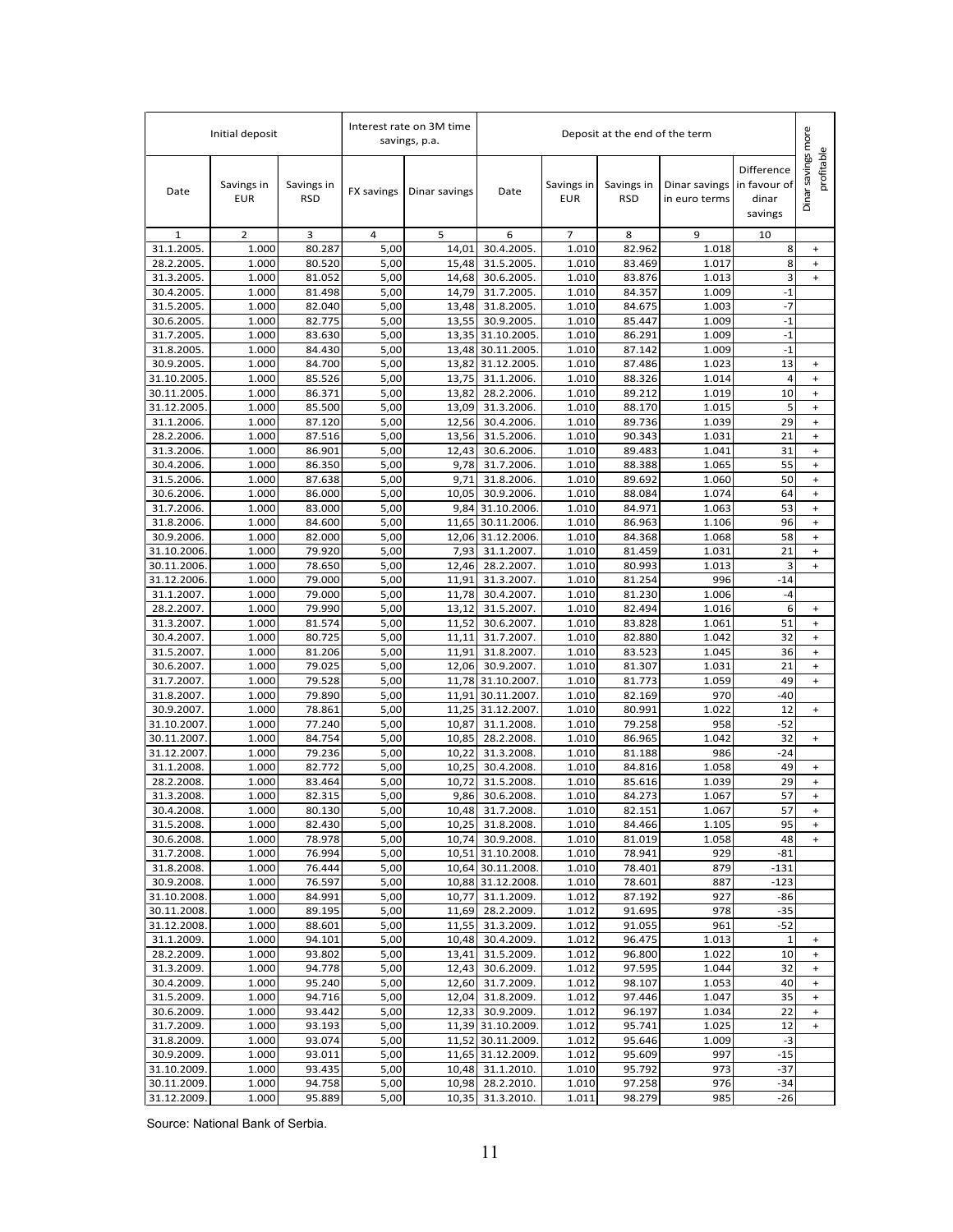| Initial deposit | | | Interest rate on 3M time savings, p.a. | | Deposit at the end of the term | | | | | Dinar savings more profitable |
|---|---|---|---|---|---|---|---|---|---|---|
| Date | Savings in EUR | Savings in RSD | FX savings | Dinar savings | Date | Savings in EUR | Savings in RSD | Dinar savings in euro terms | Difference in favour of dinar savings | |
| 1 | 2 | 3 | 4 | 5 | 6 | 7 | 8 | 9 | 10 | |
| 31.1.2005. | 1.000 | 80.287 | 5,00 | 14,01 | 30.4.2005. | 1.010 | 82.962 | 1.018 | 8 | + |
| 28.2.2005. | 1.000 | 80.520 | 5,00 | 15,48 | 31.5.2005. | 1.010 | 83.469 | 1.017 | 8 | + |
| 31.3.2005. | 1.000 | 81.052 | 5,00 | 14,68 | 30.6.2005. | 1.010 | 83.876 | 1.013 | 3 | + |
| 30.4.2005. | 1.000 | 81.498 | 5,00 | 14,79 | 31.7.2005. | 1.010 | 84.357 | 1.009 | -1 | |
| 31.5.2005. | 1.000 | 82.040 | 5,00 | 13,48 | 31.8.2005. | 1.010 | 84.675 | 1.003 | -7 | |
| 30.6.2005. | 1.000 | 82.775 | 5,00 | 13,55 | 30.9.2005. | 1.010 | 85.447 | 1.009 | -1 | |
| 31.7.2005. | 1.000 | 83.630 | 5,00 | 13,35 | 31.10.2005. | 1.010 | 86.291 | 1.009 | -1 | |
| 31.8.2005. | 1.000 | 84.430 | 5,00 | 13,48 | 30.11.2005. | 1.010 | 87.142 | 1.009 | -1 | |
| 30.9.2005. | 1.000 | 84.700 | 5,00 | 13,82 | 31.12.2005. | 1.010 | 87.486 | 1.023 | 13 | + |
| 31.10.2005. | 1.000 | 85.526 | 5,00 | 13,75 | 31.1.2006. | 1.010 | 88.326 | 1.014 | 4 | + |
| 30.11.2005. | 1.000 | 86.371 | 5,00 | 13,82 | 28.2.2006. | 1.010 | 89.212 | 1.019 | 10 | + |
| 31.12.2005. | 1.000 | 85.500 | 5,00 | 13,09 | 31.3.2006. | 1.010 | 88.170 | 1.015 | 5 | + |
| 31.1.2006. | 1.000 | 87.120 | 5,00 | 12,56 | 30.4.2006. | 1.010 | 89.736 | 1.039 | 29 | + |
| 28.2.2006. | 1.000 | 87.516 | 5,00 | 13,56 | 31.5.2006. | 1.010 | 90.343 | 1.031 | 21 | + |
| 31.3.2006. | 1.000 | 86.901 | 5,00 | 12,43 | 30.6.2006. | 1.010 | 89.483 | 1.041 | 31 | + |
| 30.4.2006. | 1.000 | 86.350 | 5,00 | 9,78 | 31.7.2006. | 1.010 | 88.388 | 1.065 | 55 | + |
| 31.5.2006. | 1.000 | 87.638 | 5,00 | 9,71 | 31.8.2006. | 1.010 | 89.692 | 1.060 | 50 | + |
| 30.6.2006. | 1.000 | 86.000 | 5,00 | 10,05 | 30.9.2006. | 1.010 | 88.084 | 1.074 | 64 | + |
| 31.7.2006. | 1.000 | 83.000 | 5,00 | 9,84 | 31.10.2006. | 1.010 | 84.971 | 1.063 | 53 | + |
| 31.8.2006. | 1.000 | 84.600 | 5,00 | 11,65 | 30.11.2006. | 1.010 | 86.963 | 1.106 | 96 | + |
| 30.9.2006. | 1.000 | 82.000 | 5,00 | 12,06 | 31.12.2006. | 1.010 | 84.368 | 1.068 | 58 | + |
| 31.10.2006. | 1.000 | 79.920 | 5,00 | 7,93 | 31.1.2007. | 1.010 | 81.459 | 1.031 | 21 | + |
| 30.11.2006. | 1.000 | 78.650 | 5,00 | 12,46 | 28.2.2007. | 1.010 | 80.993 | 1.013 | 3 | + |
| 31.12.2006. | 1.000 | 79.000 | 5,00 | 11,91 | 31.3.2007. | 1.010 | 81.254 | 996 | -14 | |
| 31.1.2007. | 1.000 | 79.000 | 5,00 | 11,78 | 30.4.2007. | 1.010 | 81.230 | 1.006 | -4 | |
| 28.2.2007. | 1.000 | 79.990 | 5,00 | 13,12 | 31.5.2007. | 1.010 | 82.494 | 1.016 | 6 | + |
| 31.3.2007. | 1.000 | 81.574 | 5,00 | 11,52 | 30.6.2007. | 1.010 | 83.828 | 1.061 | 51 | + |
| 30.4.2007. | 1.000 | 80.725 | 5,00 | 11,11 | 31.7.2007. | 1.010 | 82.880 | 1.042 | 32 | + |
| 31.5.2007. | 1.000 | 81.206 | 5,00 | 11,91 | 31.8.2007. | 1.010 | 83.523 | 1.045 | 36 | + |
| 30.6.2007. | 1.000 | 79.025 | 5,00 | 12,06 | 30.9.2007. | 1.010 | 81.307 | 1.031 | 21 | + |
| 31.7.2007. | 1.000 | 79.528 | 5,00 | 11,78 | 31.10.2007. | 1.010 | 81.773 | 1.059 | 49 | + |
| 31.8.2007. | 1.000 | 79.890 | 5,00 | 11,91 | 30.11.2007. | 1.010 | 82.169 | 970 | -40 | |
| 30.9.2007. | 1.000 | 78.861 | 5,00 | 11,25 | 31.12.2007. | 1.010 | 80.991 | 1.022 | 12 | + |
| 31.10.2007. | 1.000 | 77.240 | 5,00 | 10,87 | 31.1.2008. | 1.010 | 79.258 | 958 | -52 | |
| 30.11.2007. | 1.000 | 84.754 | 5,00 | 10,85 | 28.2.2008. | 1.010 | 86.965 | 1.042 | 32 | + |
| 31.12.2007. | 1.000 | 79.236 | 5,00 | 10,22 | 31.3.2008. | 1.010 | 81.188 | 986 | -24 | |
| 31.1.2008. | 1.000 | 82.772 | 5,00 | 10,25 | 30.4.2008. | 1.010 | 84.816 | 1.058 | 49 | + |
| 28.2.2008. | 1.000 | 83.464 | 5,00 | 10,72 | 31.5.2008. | 1.010 | 85.616 | 1.039 | 29 | + |
| 31.3.2008. | 1.000 | 82.315 | 5,00 | 9,86 | 30.6.2008. | 1.010 | 84.273 | 1.067 | 57 | + |
| 30.4.2008. | 1.000 | 80.130 | 5,00 | 10,48 | 31.7.2008. | 1.010 | 82.151 | 1.067 | 57 | + |
| 31.5.2008. | 1.000 | 82.430 | 5,00 | 10,25 | 31.8.2008. | 1.010 | 84.466 | 1.105 | 95 | + |
| 30.6.2008. | 1.000 | 78.978 | 5,00 | 10,74 | 30.9.2008. | 1.010 | 81.019 | 1.058 | 48 | + |
| 31.7.2008. | 1.000 | 76.994 | 5,00 | 10,51 | 31.10.2008. | 1.010 | 78.941 | 929 | -81 | |
| 31.8.2008. | 1.000 | 76.444 | 5,00 | 10,64 | 30.11.2008. | 1.010 | 78.401 | 879 | -131 | |
| 30.9.2008. | 1.000 | 76.597 | 5,00 | 10,88 | 31.12.2008. | 1.010 | 78.601 | 887 | -123 | |
| 31.10.2008. | 1.000 | 84.991 | 5,00 | 10,77 | 31.1.2009. | 1.012 | 87.192 | 927 | -86 | |
| 30.11.2008. | 1.000 | 89.195 | 5,00 | 11,69 | 28.2.2009. | 1.012 | 91.695 | 978 | -35 | |
| 31.12.2008. | 1.000 | 88.601 | 5,00 | 11,55 | 31.3.2009. | 1.012 | 91.055 | 961 | -52 | |
| 31.1.2009. | 1.000 | 94.101 | 5,00 | 10,48 | 30.4.2009. | 1.012 | 96.475 | 1.013 | 1 | + |
| 28.2.2009. | 1.000 | 93.802 | 5,00 | 13,41 | 31.5.2009. | 1.012 | 96.800 | 1.022 | 10 | + |
| 31.3.2009. | 1.000 | 94.778 | 5,00 | 12,43 | 30.6.2009. | 1.012 | 97.595 | 1.044 | 32 | + |
| 30.4.2009. | 1.000 | 95.240 | 5,00 | 12,60 | 31.7.2009. | 1.012 | 98.107 | 1.053 | 40 | + |
| 31.5.2009. | 1.000 | 94.716 | 5,00 | 12,04 | 31.8.2009. | 1.012 | 97.446 | 1.047 | 35 | + |
| 30.6.2009. | 1.000 | 93.442 | 5,00 | 12,33 | 30.9.2009. | 1.012 | 96.197 | 1.034 | 22 | + |
| 31.7.2009. | 1.000 | 93.193 | 5,00 | 11,39 | 31.10.2009. | 1.012 | 95.741 | 1.025 | 12 | + |
| 31.8.2009. | 1.000 | 93.074 | 5,00 | 11,52 | 30.11.2009. | 1.012 | 95.646 | 1.009 | -3 | |
| 30.9.2009. | 1.000 | 93.011 | 5,00 | 11,65 | 31.12.2009. | 1.012 | 95.609 | 997 | -15 | |
| 31.10.2009. | 1.000 | 93.435 | 5,00 | 10,48 | 31.1.2010. | 1.010 | 95.792 | 973 | -37 | |
| 30.11.2009. | 1.000 | 94.758 | 5,00 | 10,98 | 28.2.2010. | 1.010 | 97.258 | 976 | -34 | |
| 31.12.2009. | 1.000 | 95.889 | 5,00 | 10,35 | 31.3.2010. | 1.011 | 98.279 | 985 | -26 | |

Source: National Bank of Serbia.